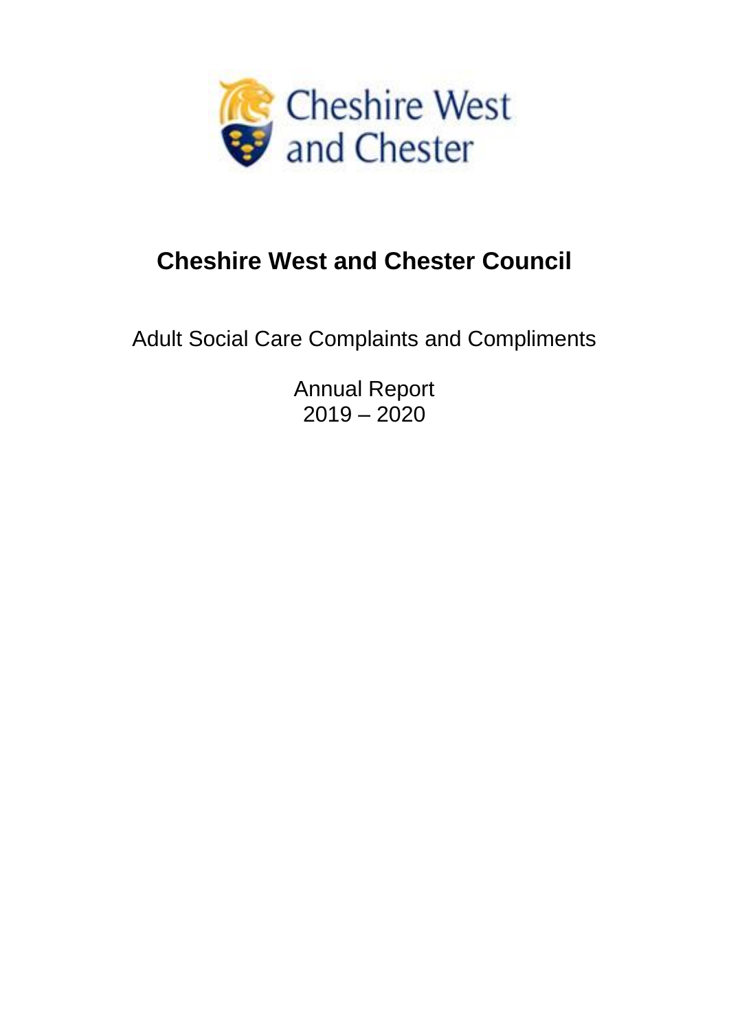# Cheshire West and Chester Council

Adult Social Care Complaints and Compliments

Annual Report
2019 – 2020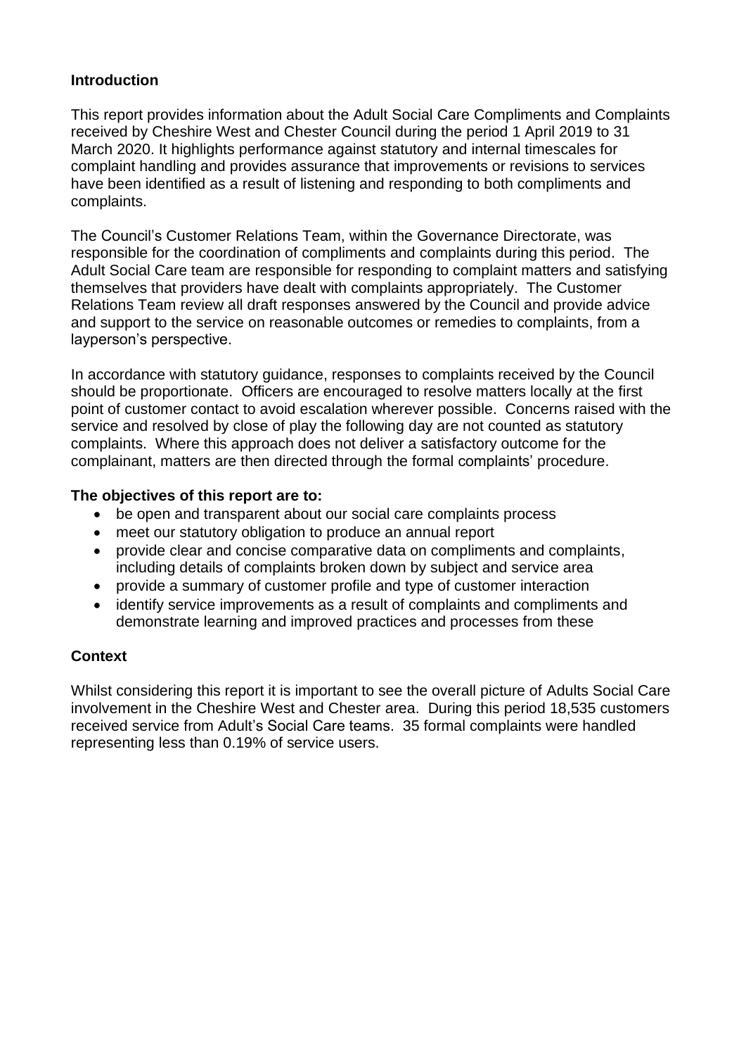## Introduction

This report provides information about the Adult Social Care Compliments and Complaints received by Cheshire West and Chester Council during the period 1 April 2019 to 31 March 2020. It highlights performance against statutory and internal timescales for complaint handling and provides assurance that improvements or revisions to services have been identified as a result of listening and responding to both compliments and complaints.

The Council's Customer Relations Team, within the Governance Directorate, was responsible for the coordination of compliments and complaints during this period. The Adult Social Care team are responsible for responding to complaint matters and satisfying themselves that providers have dealt with complaints appropriately. The Customer Relations Team review all draft responses answered by the Council and provide advice and support to the service on reasonable outcomes or remedies to complaints, from a layperson's perspective.

In accordance with statutory guidance, responses to complaints received by the Council should be proportionate. Officers are encouraged to resolve matters locally at the first point of customer contact to avoid escalation wherever possible. Concerns raised with the service and resolved by close of play the following day are not counted as statutory complaints. Where this approach does not deliver a satisfactory outcome for the complainant, matters are then directed through the formal complaints' procedure.

**The objectives of this report are to:**

- be open and transparent about our social care complaints process
- meet our statutory obligation to produce an annual report
- provide clear and concise comparative data on compliments and complaints, including details of complaints broken down by subject and service area
- provide a summary of customer profile and type of customer interaction
- identify service improvements as a result of complaints and compliments and demonstrate learning and improved practices and processes from these

## Context

Whilst considering this report it is important to see the overall picture of Adults Social Care involvement in the Cheshire West and Chester area. During this period 18,535 customers received service from Adult's Social Care teams. 35 formal complaints were handled representing less than 0.19% of service users.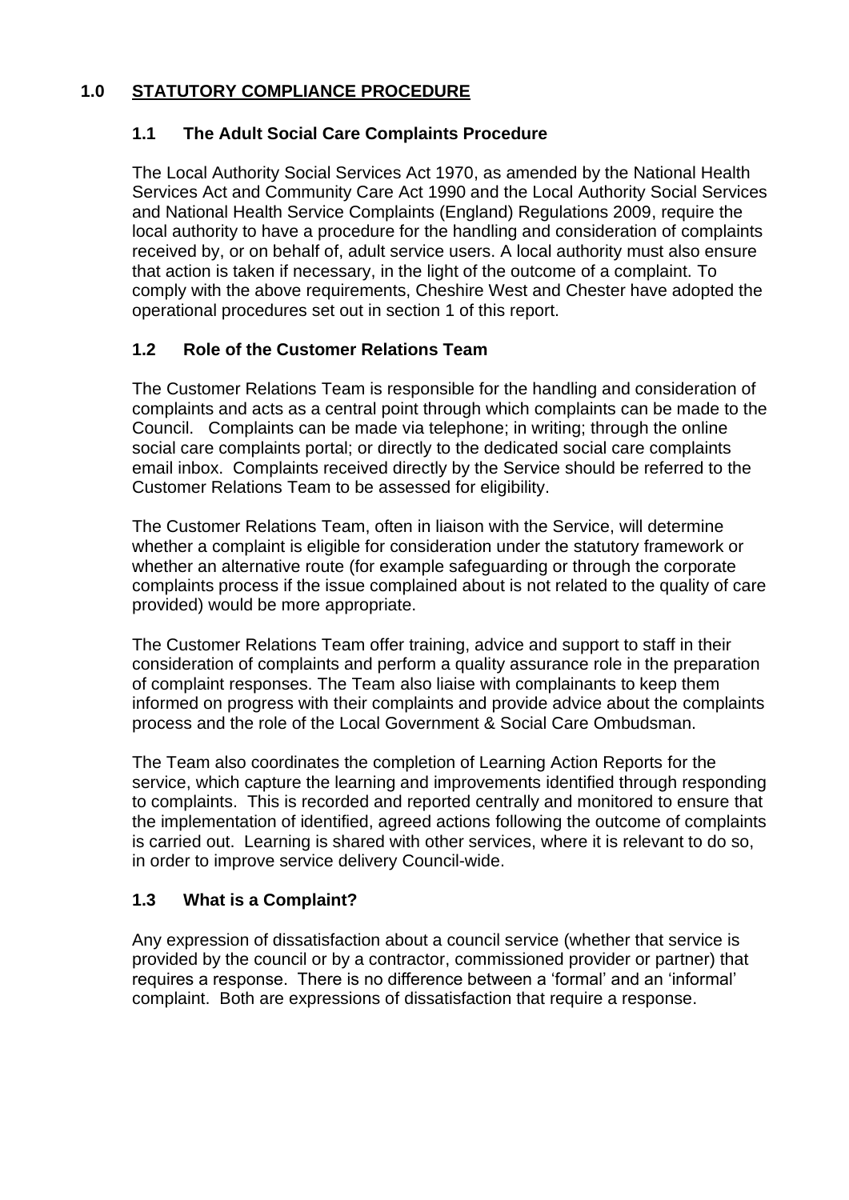# 1.0 STATUTORY COMPLIANCE PROCEDURE

## 1.1 The Adult Social Care Complaints Procedure

The Local Authority Social Services Act 1970, as amended by the National Health Services Act and Community Care Act 1990 and the Local Authority Social Services and National Health Service Complaints (England) Regulations 2009, require the local authority to have a procedure for the handling and consideration of complaints received by, or on behalf of, adult service users. A local authority must also ensure that action is taken if necessary, in the light of the outcome of a complaint. To comply with the above requirements, Cheshire West and Chester have adopted the operational procedures set out in section 1 of this report.

## 1.2 Role of the Customer Relations Team

The Customer Relations Team is responsible for the handling and consideration of complaints and acts as a central point through which complaints can be made to the Council. Complaints can be made via telephone; in writing; through the online social care complaints portal; or directly to the dedicated social care complaints email inbox. Complaints received directly by the Service should be referred to the Customer Relations Team to be assessed for eligibility.

The Customer Relations Team, often in liaison with the Service, will determine whether a complaint is eligible for consideration under the statutory framework or whether an alternative route (for example safeguarding or through the corporate complaints process if the issue complained about is not related to the quality of care provided) would be more appropriate.

The Customer Relations Team offer training, advice and support to staff in their consideration of complaints and perform a quality assurance role in the preparation of complaint responses. The Team also liaise with complainants to keep them informed on progress with their complaints and provide advice about the complaints process and the role of the Local Government & Social Care Ombudsman.

The Team also coordinates the completion of Learning Action Reports for the service, which capture the learning and improvements identified through responding to complaints. This is recorded and reported centrally and monitored to ensure that the implementation of identified, agreed actions following the outcome of complaints is carried out. Learning is shared with other services, where it is relevant to do so, in order to improve service delivery Council-wide.

## 1.3 What is a Complaint?

Any expression of dissatisfaction about a council service (whether that service is provided by the council or by a contractor, commissioned provider or partner) that requires a response. There is no difference between a 'formal' and an 'informal' complaint. Both are expressions of dissatisfaction that require a response.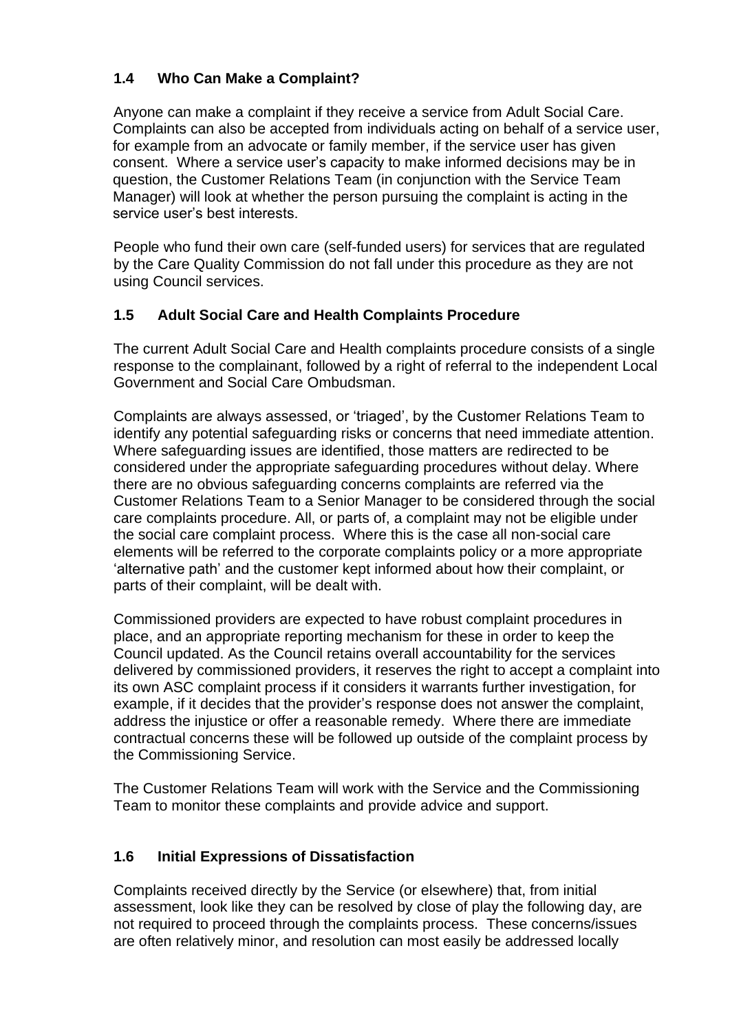### 1.4 Who Can Make a Complaint?

Anyone can make a complaint if they receive a service from Adult Social Care. Complaints can also be accepted from individuals acting on behalf of a service user, for example from an advocate or family member, if the service user has given consent. Where a service user's capacity to make informed decisions may be in question, the Customer Relations Team (in conjunction with the Service Team Manager) will look at whether the person pursuing the complaint is acting in the service user's best interests.

People who fund their own care (self-funded users) for services that are regulated by the Care Quality Commission do not fall under this procedure as they are not using Council services.

### 1.5 Adult Social Care and Health Complaints Procedure

The current Adult Social Care and Health complaints procedure consists of a single response to the complainant, followed by a right of referral to the independent Local Government and Social Care Ombudsman.

Complaints are always assessed, or 'triaged', by the Customer Relations Team to identify any potential safeguarding risks or concerns that need immediate attention. Where safeguarding issues are identified, those matters are redirected to be considered under the appropriate safeguarding procedures without delay. Where there are no obvious safeguarding concerns complaints are referred via the Customer Relations Team to a Senior Manager to be considered through the social care complaints procedure. All, or parts of, a complaint may not be eligible under the social care complaint process. Where this is the case all non-social care elements will be referred to the corporate complaints policy or a more appropriate 'alternative path' and the customer kept informed about how their complaint, or parts of their complaint, will be dealt with.

Commissioned providers are expected to have robust complaint procedures in place, and an appropriate reporting mechanism for these in order to keep the Council updated. As the Council retains overall accountability for the services delivered by commissioned providers, it reserves the right to accept a complaint into its own ASC complaint process if it considers it warrants further investigation, for example, if it decides that the provider's response does not answer the complaint, address the injustice or offer a reasonable remedy. Where there are immediate contractual concerns these will be followed up outside of the complaint process by the Commissioning Service.

The Customer Relations Team will work with the Service and the Commissioning Team to monitor these complaints and provide advice and support.

### 1.6 Initial Expressions of Dissatisfaction

Complaints received directly by the Service (or elsewhere) that, from initial assessment, look like they can be resolved by close of play the following day, are not required to proceed through the complaints process. These concerns/issues are often relatively minor, and resolution can most easily be addressed locally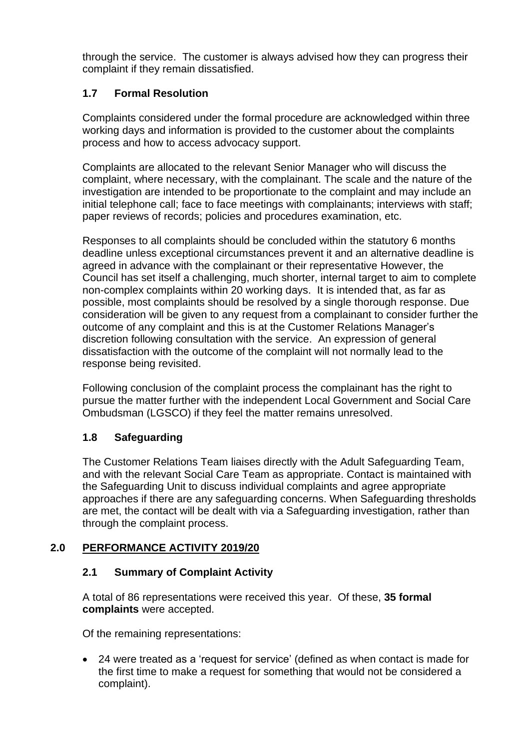through the service. The customer is always advised how they can progress their complaint if they remain dissatisfied.

### 1.7 Formal Resolution

Complaints considered under the formal procedure are acknowledged within three working days and information is provided to the customer about the complaints process and how to access advocacy support.

Complaints are allocated to the relevant Senior Manager who will discuss the complaint, where necessary, with the complainant. The scale and the nature of the investigation are intended to be proportionate to the complaint and may include an initial telephone call; face to face meetings with complainants; interviews with staff; paper reviews of records; policies and procedures examination, etc.

Responses to all complaints should be concluded within the statutory 6 months deadline unless exceptional circumstances prevent it and an alternative deadline is agreed in advance with the complainant or their representative However, the Council has set itself a challenging, much shorter, internal target to aim to complete non-complex complaints within 20 working days. It is intended that, as far as possible, most complaints should be resolved by a single thorough response. Due consideration will be given to any request from a complainant to consider further the outcome of any complaint and this is at the Customer Relations Manager's discretion following consultation with the service. An expression of general dissatisfaction with the outcome of the complaint will not normally lead to the response being revisited.

Following conclusion of the complaint process the complainant has the right to pursue the matter further with the independent Local Government and Social Care Ombudsman (LGSCO) if they feel the matter remains unresolved.

### 1.8 Safeguarding

The Customer Relations Team liaises directly with the Adult Safeguarding Team, and with the relevant Social Care Team as appropriate. Contact is maintained with the Safeguarding Unit to discuss individual complaints and agree appropriate approaches if there are any safeguarding concerns. When Safeguarding thresholds are met, the contact will be dealt with via a Safeguarding investigation, rather than through the complaint process.

## 2.0 PERFORMANCE ACTIVITY 2019/20

### 2.1 Summary of Complaint Activity

A total of 86 representations were received this year. Of these, **35 formal complaints** were accepted.

Of the remaining representations:

- 24 were treated as a 'request for service' (defined as when contact is made for the first time to make a request for something that would not be considered a complaint).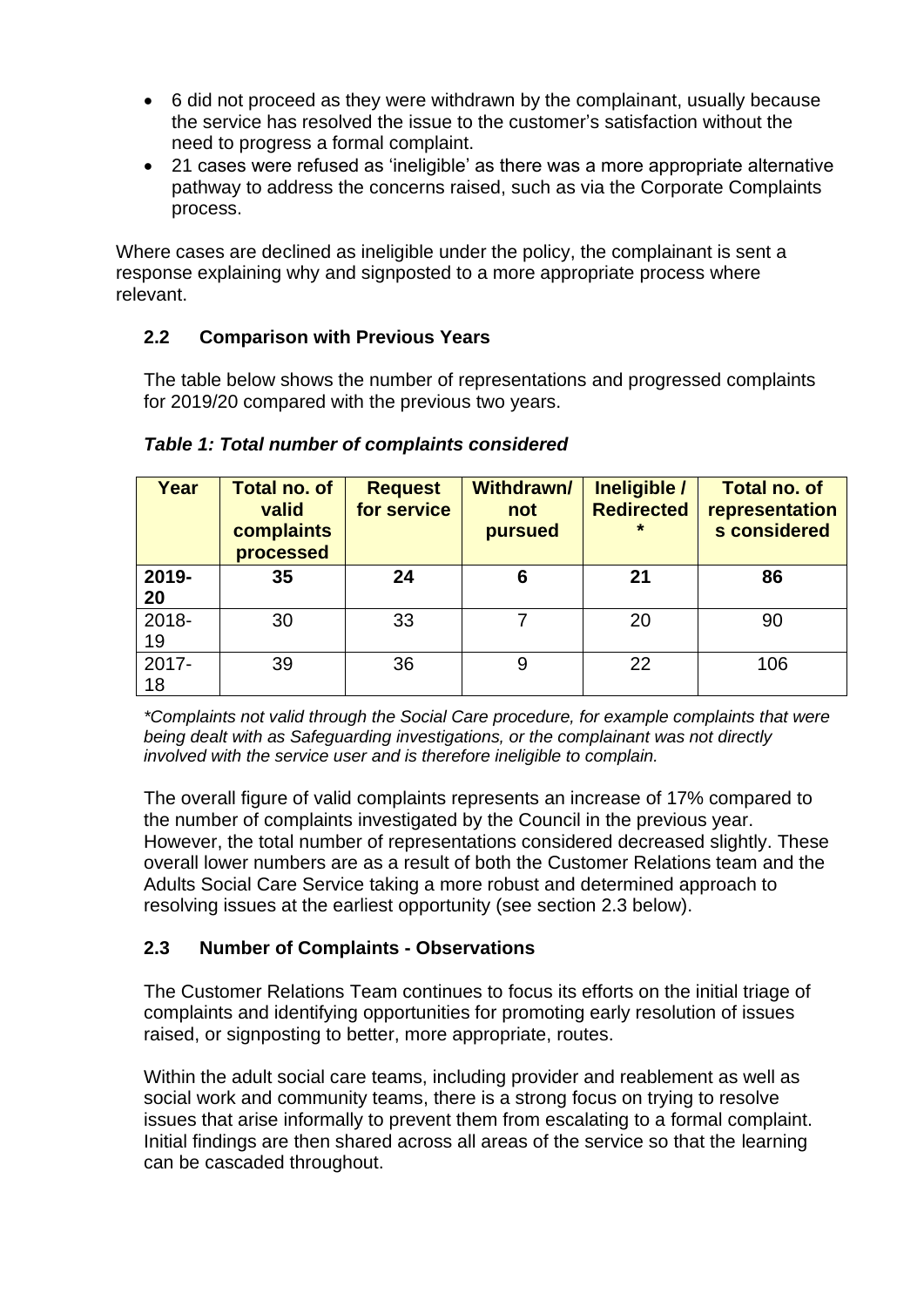- 6 did not proceed as they were withdrawn by the complainant, usually because the service has resolved the issue to the customer's satisfaction without the need to progress a formal complaint.
- 21 cases were refused as 'ineligible' as there was a more appropriate alternative pathway to address the concerns raised, such as via the Corporate Complaints process.

Where cases are declined as ineligible under the policy, the complainant is sent a response explaining why and signposted to a more appropriate process where relevant.

### 2.2 Comparison with Previous Years

The table below shows the number of representations and progressed complaints for 2019/20 compared with the previous two years.

***Table 1: Total number of complaints considered***

| Year | Total no. of valid complaints processed | Request for service | Withdrawn/ not pursued | Ineligible / Redirected * | Total no. of representations considered |
|---|---|---|---|---|---|
| **2019-20** | **35** | **24** | **6** | **21** | **86** |
| 2018-19 | 30 | 33 | 7 | 20 | 90 |
| 2017-18 | 39 | 36 | 9 | 22 | 106 |

*\*Complaints not valid through the Social Care procedure, for example complaints that were being dealt with as Safeguarding investigations, or the complainant was not directly involved with the service user and is therefore ineligible to complain.*

The overall figure of valid complaints represents an increase of 17% compared to the number of complaints investigated by the Council in the previous year. However, the total number of representations considered decreased slightly. These overall lower numbers are as a result of both the Customer Relations team and the Adults Social Care Service taking a more robust and determined approach to resolving issues at the earliest opportunity (see section 2.3 below).

### 2.3 Number of Complaints - Observations

The Customer Relations Team continues to focus its efforts on the initial triage of complaints and identifying opportunities for promoting early resolution of issues raised, or signposting to better, more appropriate, routes.

Within the adult social care teams, including provider and reablement as well as social work and community teams, there is a strong focus on trying to resolve issues that arise informally to prevent them from escalating to a formal complaint. Initial findings are then shared across all areas of the service so that the learning can be cascaded throughout.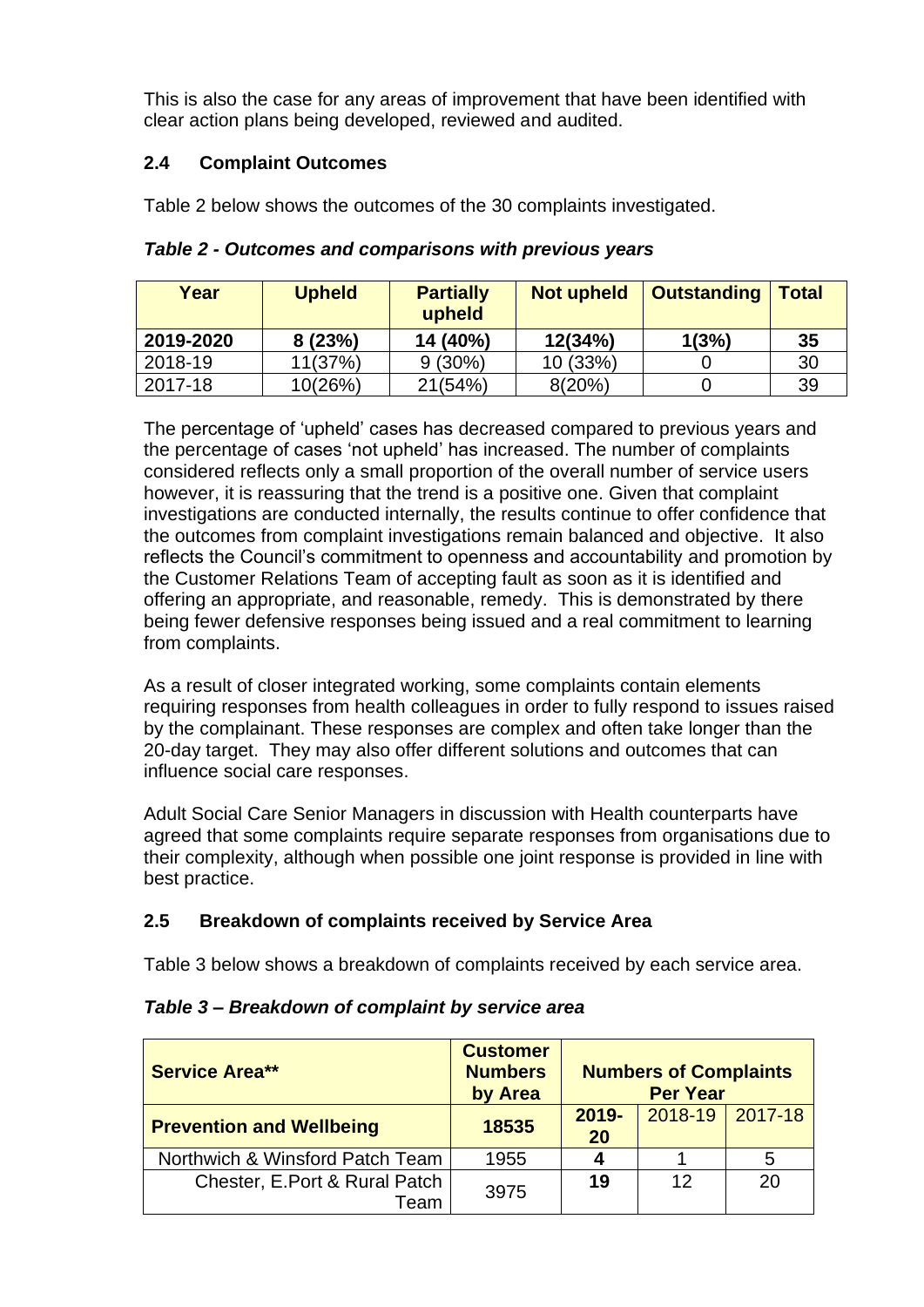This is also the case for any areas of improvement that have been identified with clear action plans being developed, reviewed and audited.

### 2.4 Complaint Outcomes

Table 2 below shows the outcomes of the 30 complaints investigated.

***Table 2 - Outcomes and comparisons with previous years***

| Year | Upheld | Partially upheld | Not upheld | Outstanding | Total |
|---|---|---|---|---|---|
| **2019-2020** | **8 (23%)** | **14 (40%)** | **12(34%)** | **1(3%)** | **35** |
| 2018-19 | 11(37%) | 9 (30%) | 10 (33%) | 0 | 30 |
| 2017-18 | 10(26%) | 21(54%) | 8(20%) | 0 | 39 |

The percentage of 'upheld' cases has decreased compared to previous years and the percentage of cases 'not upheld' has increased. The number of complaints considered reflects only a small proportion of the overall number of service users however, it is reassuring that the trend is a positive one. Given that complaint investigations are conducted internally, the results continue to offer confidence that the outcomes from complaint investigations remain balanced and objective. It also reflects the Council's commitment to openness and accountability and promotion by the Customer Relations Team of accepting fault as soon as it is identified and offering an appropriate, and reasonable, remedy. This is demonstrated by there being fewer defensive responses being issued and a real commitment to learning from complaints.

As a result of closer integrated working, some complaints contain elements requiring responses from health colleagues in order to fully respond to issues raised by the complainant. These responses are complex and often take longer than the 20-day target. They may also offer different solutions and outcomes that can influence social care responses.

Adult Social Care Senior Managers in discussion with Health counterparts have agreed that some complaints require separate responses from organisations due to their complexity, although when possible one joint response is provided in line with best practice.

### 2.5 Breakdown of complaints received by Service Area

Table 3 below shows a breakdown of complaints received by each service area.

***Table 3 – Breakdown of complaint by service area***

| Service Area** | Customer Numbers by Area | Numbers of Complaints Per Year | | |
|---|---|---|---|---|
| **Prevention and Wellbeing** | **18535** | **2019-20** | 2018-19 | 2017-18 |
| Northwich & Winsford Patch Team | 1955 | **4** | 1 | 5 |
| Chester, E.Port & Rural Patch Team | 3975 | **19** | 12 | 20 |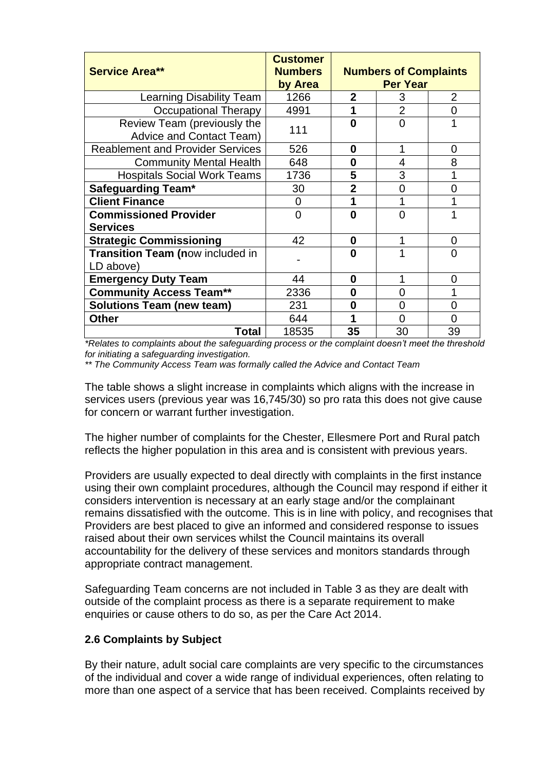| **Service Area**** | **Customer Numbers by Area** | **Numbers of Complaints Per Year** | | |
|---|---|---|---|---|
| Learning Disability Team | 1266 | **2** | 3 | 2 |
| Occupational Therapy | 4991 | **1** | 2 | 0 |
| Review Team (previously the Advice and Contact Team) | 111 | **0** | 0 | 1 |
| Reablement and Provider Services | 526 | **0** | 1 | 0 |
| Community Mental Health | 648 | **0** | 4 | 8 |
| Hospitals Social Work Teams | 1736 | **5** | 3 | 1 |
| **Safeguarding Team*** | 30 | **2** | 0 | 0 |
| **Client Finance** | 0 | **1** | 1 | 1 |
| **Commissioned Provider Services** | 0 | **0** | 0 | 1 |
| **Strategic Commissioning** | 42 | **0** | 1 | 0 |
| **Transition Team (n**ow included in LD above) | - | **0** | 1 | 0 |
| **Emergency Duty Team** | 44 | **0** | 1 | 0 |
| **Community Access Team**** | 2336 | **0** | 0 | 1 |
| **Solutions Team (new team)** | 231 | **0** | 0 | 0 |
| **Other** | 644 | **1** | 0 | 0 |
| **Total** | 18535 | **35** | 30 | 39 |

*\*Relates to complaints about the safeguarding process or the complaint doesn't meet the threshold for initiating a safeguarding investigation.*

*\*\* The Community Access Team was formally called the Advice and Contact Team*

The table shows a slight increase in complaints which aligns with the increase in services users (previous year was 16,745/30) so pro rata this does not give cause for concern or warrant further investigation.

The higher number of complaints for the Chester, Ellesmere Port and Rural patch reflects the higher population in this area and is consistent with previous years.

Providers are usually expected to deal directly with complaints in the first instance using their own complaint procedures, although the Council may respond if either it considers intervention is necessary at an early stage and/or the complainant remains dissatisfied with the outcome. This is in line with policy, and recognises that Providers are best placed to give an informed and considered response to issues raised about their own services whilst the Council maintains its overall accountability for the delivery of these services and monitors standards through appropriate contract management.

Safeguarding Team concerns are not included in Table 3 as they are dealt with outside of the complaint process as there is a separate requirement to make enquiries or cause others to do so, as per the Care Act 2014.

### 2.6 Complaints by Subject

By their nature, adult social care complaints are very specific to the circumstances of the individual and cover a wide range of individual experiences, often relating to more than one aspect of a service that has been received. Complaints received by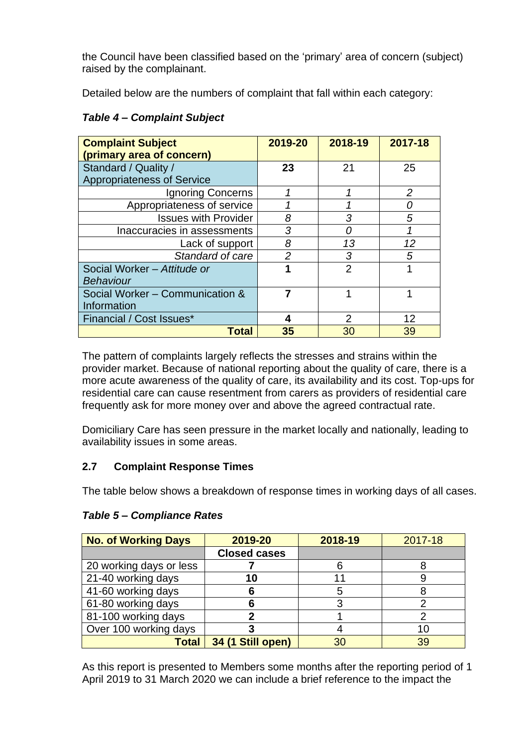the Council have been classified based on the ‘primary’ area of concern (subject) raised by the complainant.

Detailed below are the numbers of complaint that fall within each category:

***Table 4 – Complaint Subject***

| Complaint Subject (primary area of concern) | 2019-20 | 2018-19 | 2017-18 |
|---|---|---|---|
| Standard / Quality / Appropriateness of Service | **23** | 21 | 25 |
| *Ignoring Concerns* | *1* | *1* | *2* |
| *Appropriateness of service* | *1* | *1* | *0* |
| *Issues with Provider* | *8* | *3* | *5* |
| *Inaccuracies in assessments* | *3* | *0* | *1* |
| *Lack of support* | *8* | *13* | *12* |
| *Standard of care* | *2* | *3* | *5* |
| Social Worker – *Attitude or Behaviour* | **1** | 2 | 1 |
| Social Worker – Communication & Information | **7** | 1 | 1 |
| Financial / Cost Issues* | **4** | 2 | 12 |
| **Total** | **35** | 30 | 39 |

The pattern of complaints largely reflects the stresses and strains within the provider market. Because of national reporting about the quality of care, there is a more acute awareness of the quality of care, its availability and its cost. Top-ups for residential care can cause resentment from carers as providers of residential care frequently ask for more money over and above the agreed contractual rate.

Domiciliary Care has seen pressure in the market locally and nationally, leading to availability issues in some areas.

### 2.7 Complaint Response Times

The table below shows a breakdown of response times in working days of all cases.

***Table 5 – Compliance Rates***

| No. of Working Days | 2019-20 | 2018-19 | 2017-18 |
|---|---|---|---|
| | **Closed cases** | | |
| 20 working days or less | **7** | 6 | 8 |
| 21-40 working days | **10** | 11 | 9 |
| 41-60 working days | **6** | 5 | 8 |
| 61-80 working days | **6** | 3 | 2 |
| 81-100 working days | **2** | 1 | 2 |
| Over 100 working days | **3** | 4 | 10 |
| **Total** | **34 (1 Still open)** | 30 | 39 |

As this report is presented to Members some months after the reporting period of 1 April 2019 to 31 March 2020 we can include a brief reference to the impact the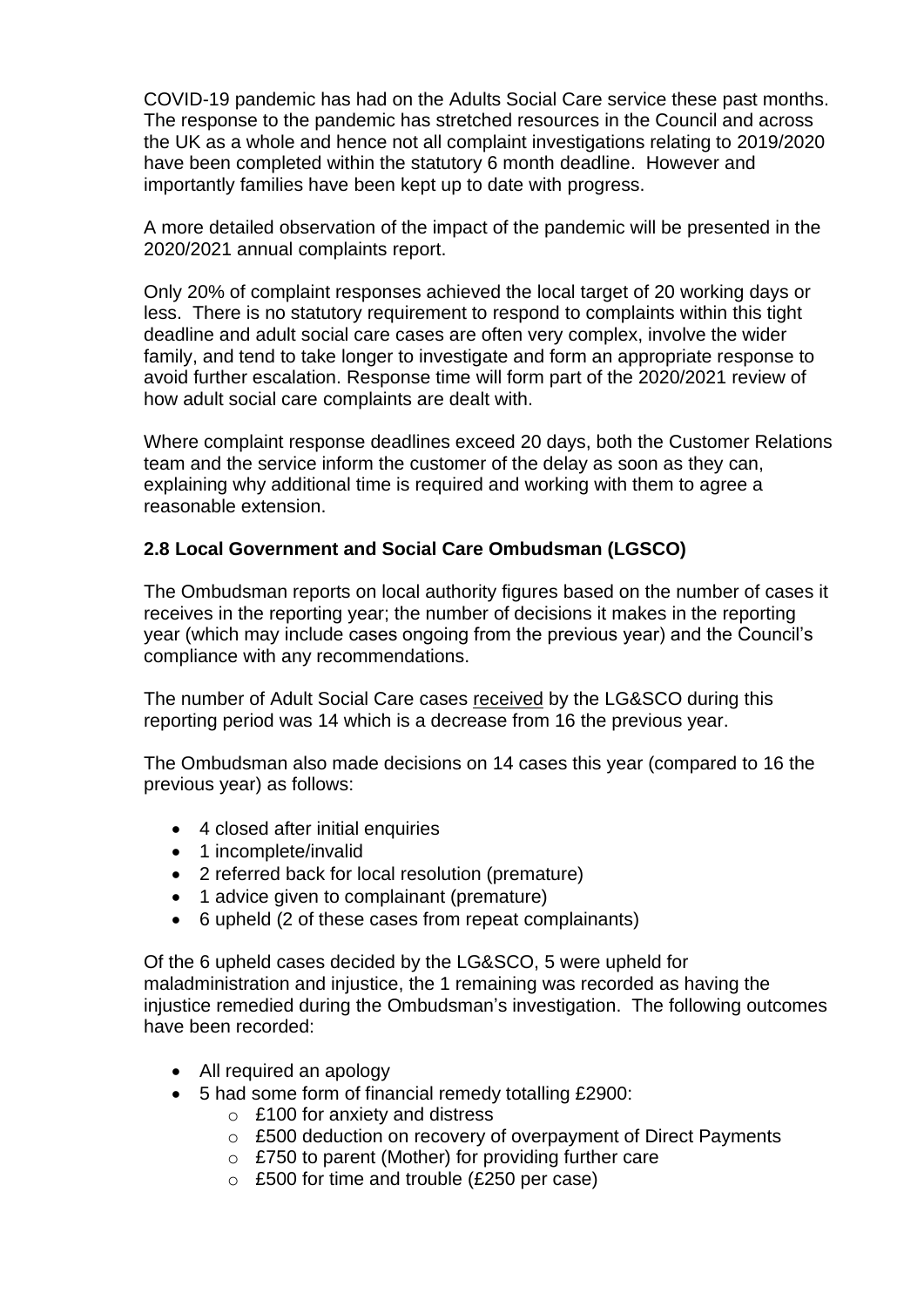COVID-19 pandemic has had on the Adults Social Care service these past months. The response to the pandemic has stretched resources in the Council and across the UK as a whole and hence not all complaint investigations relating to 2019/2020 have been completed within the statutory 6 month deadline. However and importantly families have been kept up to date with progress.

A more detailed observation of the impact of the pandemic will be presented in the 2020/2021 annual complaints report.

Only 20% of complaint responses achieved the local target of 20 working days or less. There is no statutory requirement to respond to complaints within this tight deadline and adult social care cases are often very complex, involve the wider family, and tend to take longer to investigate and form an appropriate response to avoid further escalation. Response time will form part of the 2020/2021 review of how adult social care complaints are dealt with.

Where complaint response deadlines exceed 20 days, both the Customer Relations team and the service inform the customer of the delay as soon as they can, explaining why additional time is required and working with them to agree a reasonable extension.

### 2.8 Local Government and Social Care Ombudsman (LGSCO)

The Ombudsman reports on local authority figures based on the number of cases it receives in the reporting year; the number of decisions it makes in the reporting year (which may include cases ongoing from the previous year) and the Council's compliance with any recommendations.

The number of Adult Social Care cases received by the LG&SCO during this reporting period was 14 which is a decrease from 16 the previous year.

The Ombudsman also made decisions on 14 cases this year (compared to 16 the previous year) as follows:

- 4 closed after initial enquiries
- 1 incomplete/invalid
- 2 referred back for local resolution (premature)
- 1 advice given to complainant (premature)
- 6 upheld (2 of these cases from repeat complainants)

Of the 6 upheld cases decided by the LG&SCO, 5 were upheld for maladministration and injustice, the 1 remaining was recorded as having the injustice remedied during the Ombudsman's investigation. The following outcomes have been recorded:

- All required an apology
- 5 had some form of financial remedy totalling £2900:
  - £100 for anxiety and distress
  - £500 deduction on recovery of overpayment of Direct Payments
  - £750 to parent (Mother) for providing further care
  - £500 for time and trouble (£250 per case)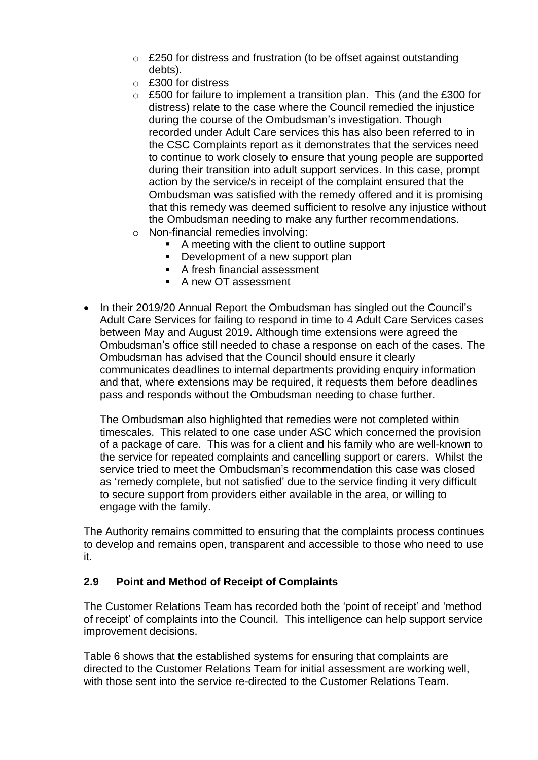- £250 for distress and frustration (to be offset against outstanding debts).
  - £300 for distress
  - £500 for failure to implement a transition plan. This (and the £300 for distress) relate to the case where the Council remedied the injustice during the course of the Ombudsman's investigation. Though recorded under Adult Care services this has also been referred to in the CSC Complaints report as it demonstrates that the services need to continue to work closely to ensure that young people are supported during their transition into adult support services. In this case, prompt action by the service/s in receipt of the complaint ensured that the Ombudsman was satisfied with the remedy offered and it is promising that this remedy was deemed sufficient to resolve any injustice without the Ombudsman needing to make any further recommendations.
  - Non-financial remedies involving:
    - A meeting with the client to outline support
    - Development of a new support plan
    - A fresh financial assessment
    - A new OT assessment

- In their 2019/20 Annual Report the Ombudsman has singled out the Council's Adult Care Services for failing to respond in time to 4 Adult Care Services cases between May and August 2019. Although time extensions were agreed the Ombudsman's office still needed to chase a response on each of the cases. The Ombudsman has advised that the Council should ensure it clearly communicates deadlines to internal departments providing enquiry information and that, where extensions may be required, it requests them before deadlines pass and responds without the Ombudsman needing to chase further.

  The Ombudsman also highlighted that remedies were not completed within timescales. This related to one case under ASC which concerned the provision of a package of care. This was for a client and his family who are well-known to the service for repeated complaints and cancelling support or carers. Whilst the service tried to meet the Ombudsman's recommendation this case was closed as 'remedy complete, but not satisfied' due to the service finding it very difficult to secure support from providers either available in the area, or willing to engage with the family.

The Authority remains committed to ensuring that the complaints process continues to develop and remains open, transparent and accessible to those who need to use it.

### 2.9 Point and Method of Receipt of Complaints

The Customer Relations Team has recorded both the 'point of receipt' and 'method of receipt' of complaints into the Council. This intelligence can help support service improvement decisions.

Table 6 shows that the established systems for ensuring that complaints are directed to the Customer Relations Team for initial assessment are working well, with those sent into the service re-directed to the Customer Relations Team.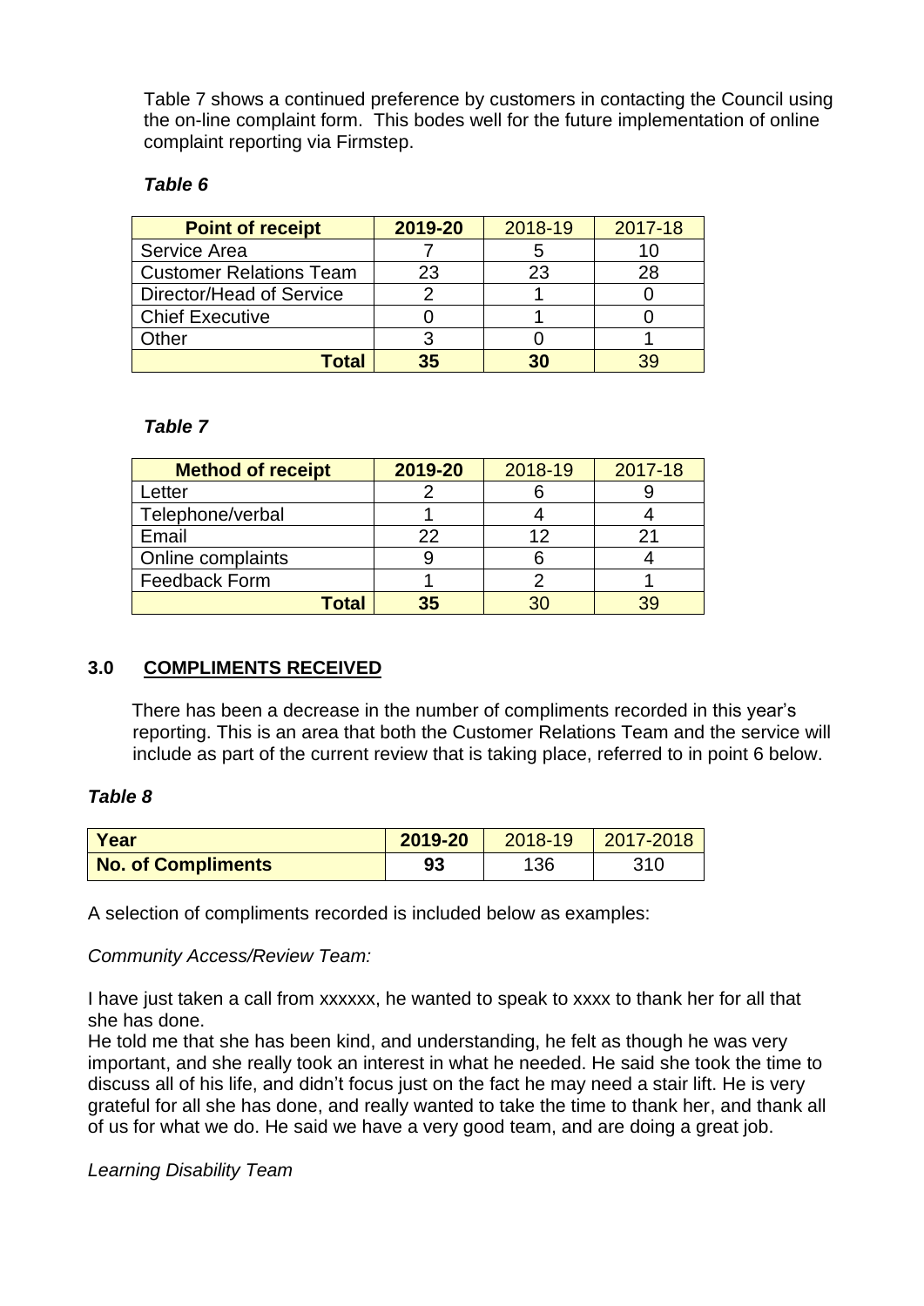Table 7 shows a continued preference by customers in contacting the Council using the on-line complaint form. This bodes well for the future implementation of online complaint reporting via Firmstep.

*Table 6*

| Point of receipt | 2019-20 | 2018-19 | 2017-18 |
|---|---|---|---|
| Service Area | 7 | 5 | 10 |
| Customer Relations Team | 23 | 23 | 28 |
| Director/Head of Service | 2 | 1 | 0 |
| Chief Executive | 0 | 1 | 0 |
| Other | 3 | 0 | 1 |
| **Total** | **35** | **30** | 39 |

*Table 7*

| Method of receipt | 2019-20 | 2018-19 | 2017-18 |
|---|---|---|---|
| Letter | 2 | 6 | 9 |
| Telephone/verbal | 1 | 4 | 4 |
| Email | 22 | 12 | 21 |
| Online complaints | 9 | 6 | 4 |
| Feedback Form | 1 | 2 | 1 |
| **Total** | **35** | 30 | 39 |

## 3.0 COMPLIMENTS RECEIVED

There has been a decrease in the number of compliments recorded in this year's reporting. This is an area that both the Customer Relations Team and the service will include as part of the current review that is taking place, referred to in point 6 below.

*Table 8*

| Year | 2019-20 | 2018-19 | 2017-2018 |
|---|---|---|---|
| **No. of Compliments** | **93** | 136 | 310 |

A selection of compliments recorded is included below as examples:

*Community Access/Review Team:*

I have just taken a call from xxxxxx, he wanted to speak to xxxx to thank her for all that she has done.
He told me that she has been kind, and understanding, he felt as though he was very important, and she really took an interest in what he needed. He said she took the time to discuss all of his life, and didn't focus just on the fact he may need a stair lift. He is very grateful for all she has done, and really wanted to take the time to thank her, and thank all of us for what we do. He said we have a very good team, and are doing a great job.

*Learning Disability Team*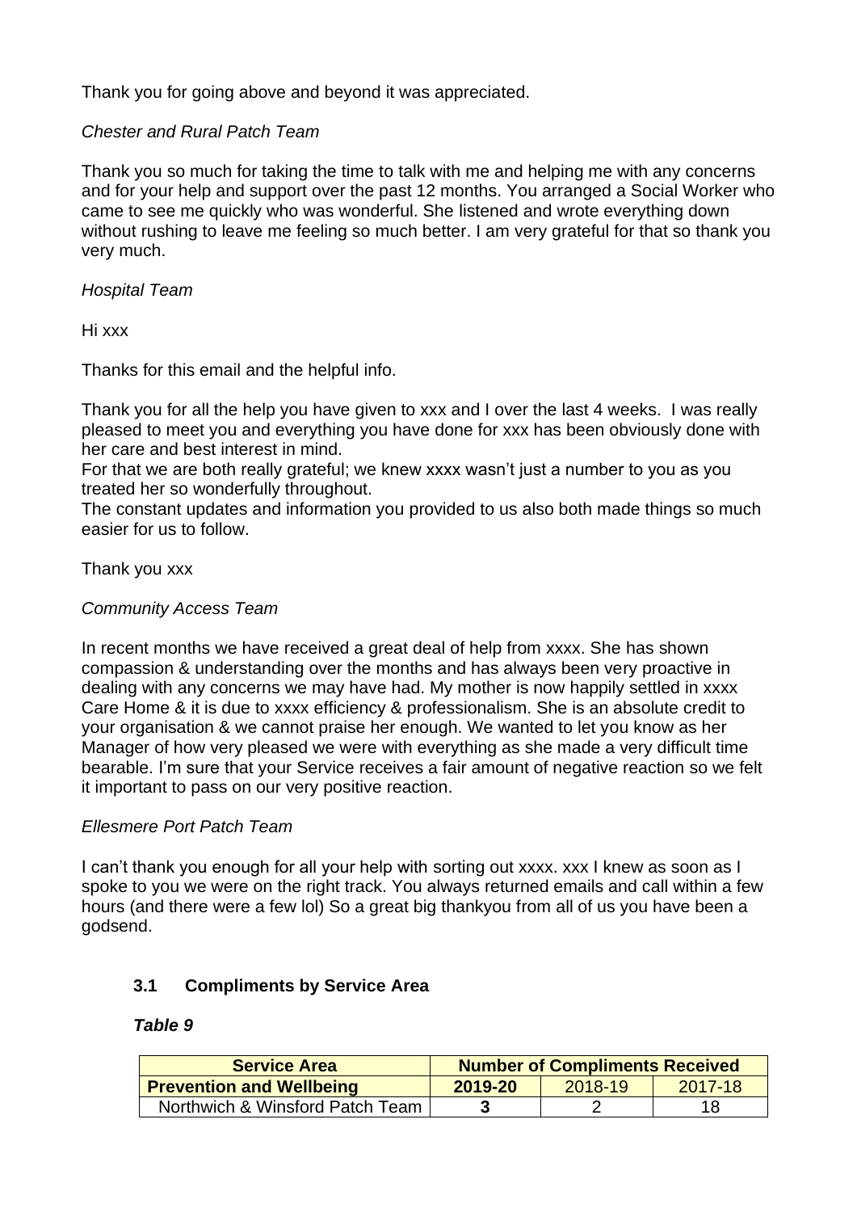Thank you for going above and beyond it was appreciated.

*Chester and Rural Patch Team*

Thank you so much for taking the time to talk with me and helping me with any concerns and for your help and support over the past 12 months. You arranged a Social Worker who came to see me quickly who was wonderful. She listened and wrote everything down without rushing to leave me feeling so much better. I am very grateful for that so thank you very much.

*Hospital Team*

Hi xxx

Thanks for this email and the helpful info.

Thank you for all the help you have given to xxx and I over the last 4 weeks. I was really pleased to meet you and everything you have done for xxx has been obviously done with her care and best interest in mind.
For that we are both really grateful; we knew xxxx wasn't just a number to you as you treated her so wonderfully throughout.
The constant updates and information you provided to us also both made things so much easier for us to follow.

Thank you xxx

*Community Access Team*

In recent months we have received a great deal of help from xxxx. She has shown compassion & understanding over the months and has always been very proactive in dealing with any concerns we may have had. My mother is now happily settled in xxxx Care Home & it is due to xxxx efficiency & professionalism. She is an absolute credit to your organisation & we cannot praise her enough. We wanted to let you know as her Manager of how very pleased we were with everything as she made a very difficult time bearable. I'm sure that your Service receives a fair amount of negative reaction so we felt it important to pass on our very positive reaction.

*Ellesmere Port Patch Team*

I can't thank you enough for all your help with sorting out xxxx. xxx I knew as soon as I spoke to you we were on the right track. You always returned emails and call within a few hours (and there were a few lol) So a great big thankyou from all of us you have been a godsend.

### 3.1 Compliments by Service Area

***Table 9***

| **Service Area** | **Number of Compliments Received** | | |
|---|---|---|---|
| **Prevention and Wellbeing** | **2019-20** | 2018-19 | 2017-18 |
| Northwich & Winsford Patch Team | **3** | 2 | 18 |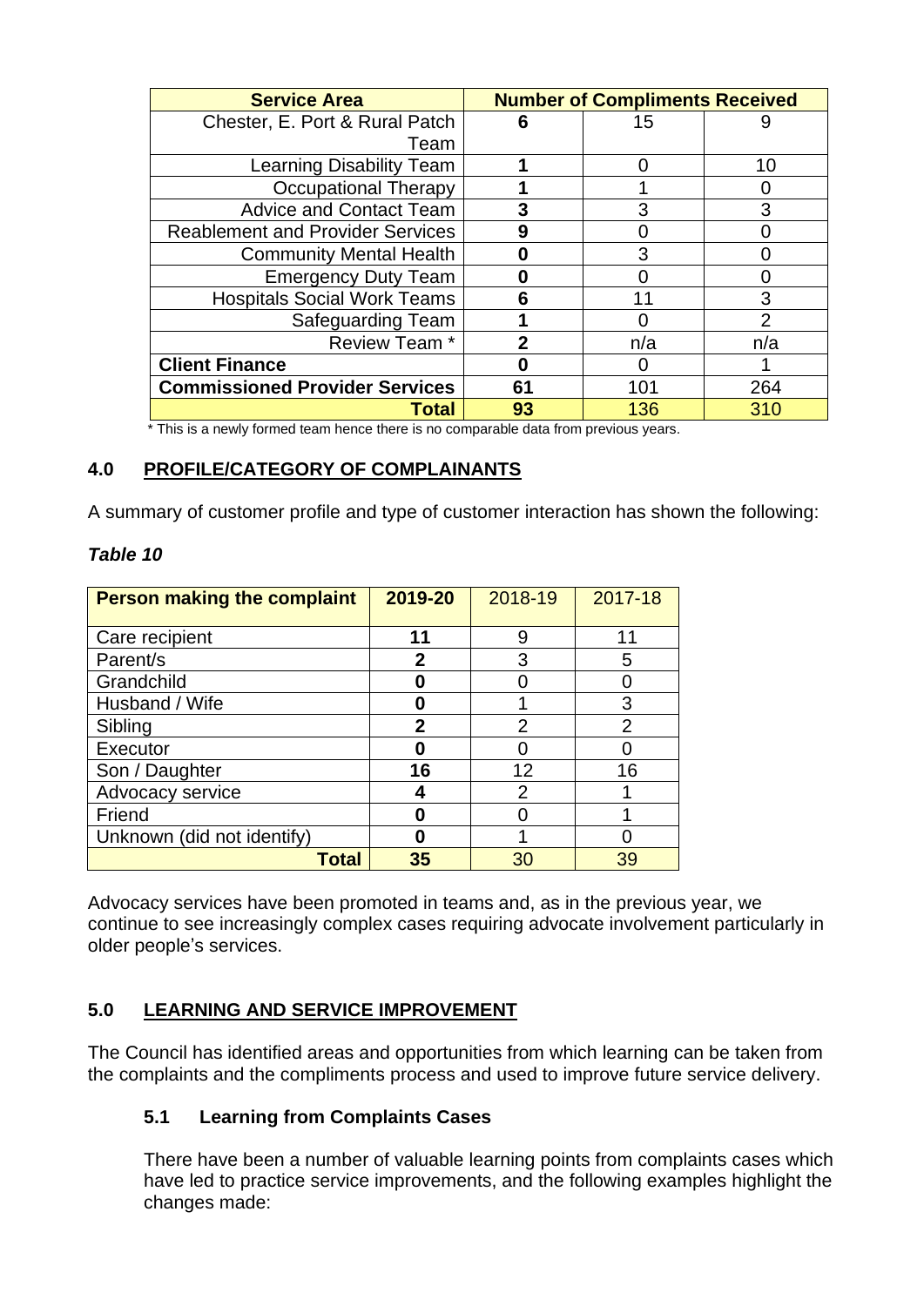| Service Area | Number of Compliments Received | | |
|---|---|---|---|
| Chester, E. Port & Rural Patch Team | **6** | 15 | 9 |
| Learning Disability Team | **1** | 0 | 10 |
| Occupational Therapy | **1** | 1 | 0 |
| Advice and Contact Team | **3** | 3 | 3 |
| Reablement and Provider Services | **9** | 0 | 0 |
| Community Mental Health | **0** | 3 | 0 |
| Emergency Duty Team | **0** | 0 | 0 |
| Hospitals Social Work Teams | **6** | 11 | 3 |
| Safeguarding Team | **1** | 0 | 2 |
| Review Team * | **2** | n/a | n/a |
| **Client Finance** | **0** | 0 | 1 |
| **Commissioned Provider Services** | **61** | 101 | 264 |
| **Total** | **93** | 136 | 310 |

* This is a newly formed team hence there is no comparable data from previous years.

## 4.0 PROFILE/CATEGORY OF COMPLAINANTS

A summary of customer profile and type of customer interaction has shown the following:

***Table 10***

| Person making the complaint | 2019-20 | 2018-19 | 2017-18 |
|---|---|---|---|
| Care recipient | **11** | 9 | 11 |
| Parent/s | **2** | 3 | 5 |
| Grandchild | **0** | 0 | 0 |
| Husband / Wife | **0** | 1 | 3 |
| Sibling | **2** | 2 | 2 |
| Executor | **0** | 0 | 0 |
| Son / Daughter | **16** | 12 | 16 |
| Advocacy service | **4** | 2 | 1 |
| Friend | **0** | 0 | 1 |
| Unknown (did not identify) | **0** | 1 | 0 |
| **Total** | **35** | 30 | 39 |

Advocacy services have been promoted in teams and, as in the previous year, we continue to see increasingly complex cases requiring advocate involvement particularly in older people's services.

## 5.0 LEARNING AND SERVICE IMPROVEMENT

The Council has identified areas and opportunities from which learning can be taken from the complaints and the compliments process and used to improve future service delivery.

### 5.1 Learning from Complaints Cases

There have been a number of valuable learning points from complaints cases which have led to practice service improvements, and the following examples highlight the changes made: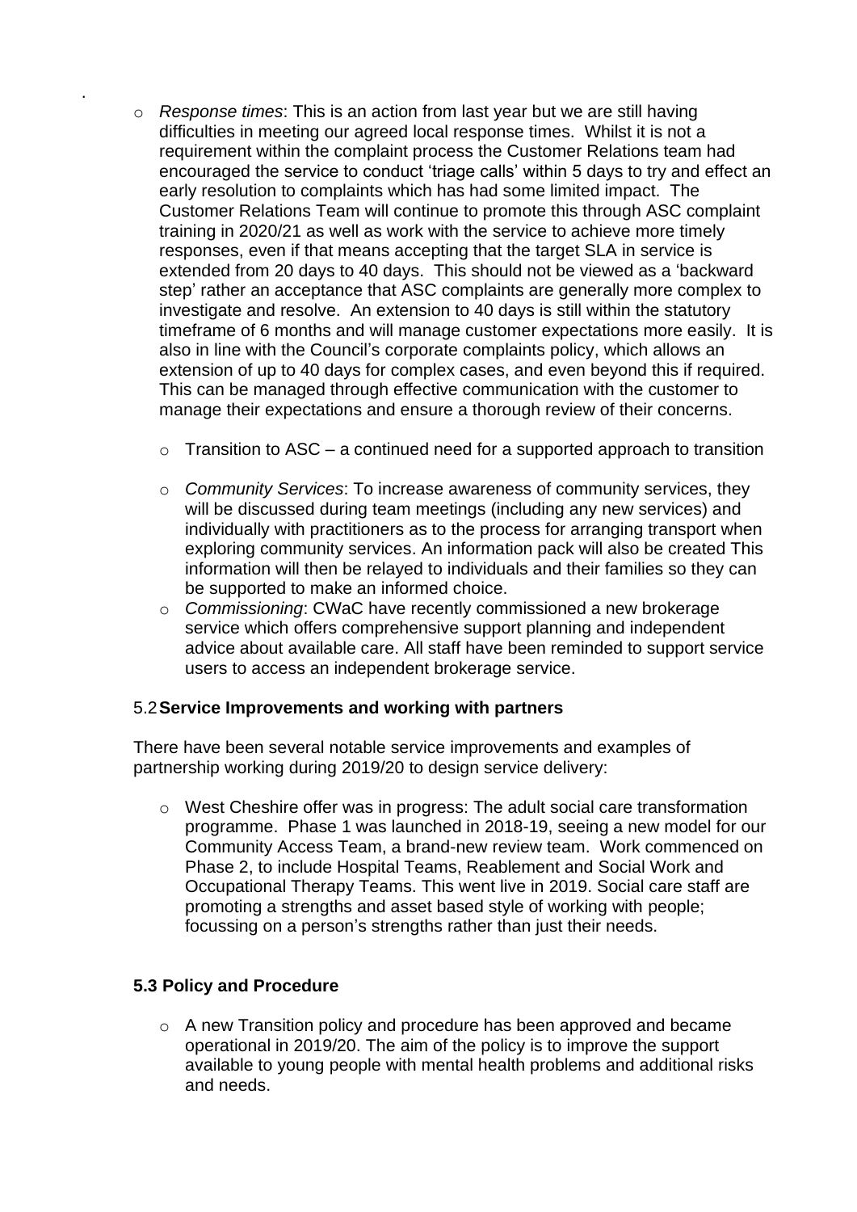- *Response times*: This is an action from last year but we are still having difficulties in meeting our agreed local response times. Whilst it is not a requirement within the complaint process the Customer Relations team had encouraged the service to conduct 'triage calls' within 5 days to try and effect an early resolution to complaints which has had some limited impact. The Customer Relations Team will continue to promote this through ASC complaint training in 2020/21 as well as work with the service to achieve more timely responses, even if that means accepting that the target SLA in service is extended from 20 days to 40 days. This should not be viewed as a 'backward step' rather an acceptance that ASC complaints are generally more complex to investigate and resolve. An extension to 40 days is still within the statutory timeframe of 6 months and will manage customer expectations more easily. It is also in line with the Council's corporate complaints policy, which allows an extension of up to 40 days for complex cases, and even beyond this if required. This can be managed through effective communication with the customer to manage their expectations and ensure a thorough review of their concerns.

- Transition to ASC – a continued need for a supported approach to transition

- *Community Services*: To increase awareness of community services, they will be discussed during team meetings (including any new services) and individually with practitioners as to the process for arranging transport when exploring community services. An information pack will also be created This information will then be relayed to individuals and their families so they can be supported to make an informed choice.
- *Commissioning*: CWaC have recently commissioned a new brokerage service which offers comprehensive support planning and independent advice about available care. All staff have been reminded to support service users to access an independent brokerage service.

### 5.2 Service Improvements and working with partners

There have been several notable service improvements and examples of partnership working during 2019/20 to design service delivery:

- West Cheshire offer was in progress: The adult social care transformation programme. Phase 1 was launched in 2018-19, seeing a new model for our Community Access Team, a brand-new review team. Work commenced on Phase 2, to include Hospital Teams, Reablement and Social Work and Occupational Therapy Teams. This went live in 2019. Social care staff are promoting a strengths and asset based style of working with people; focussing on a person's strengths rather than just their needs.

### 5.3 Policy and Procedure

- A new Transition policy and procedure has been approved and became operational in 2019/20. The aim of the policy is to improve the support available to young people with mental health problems and additional risks and needs.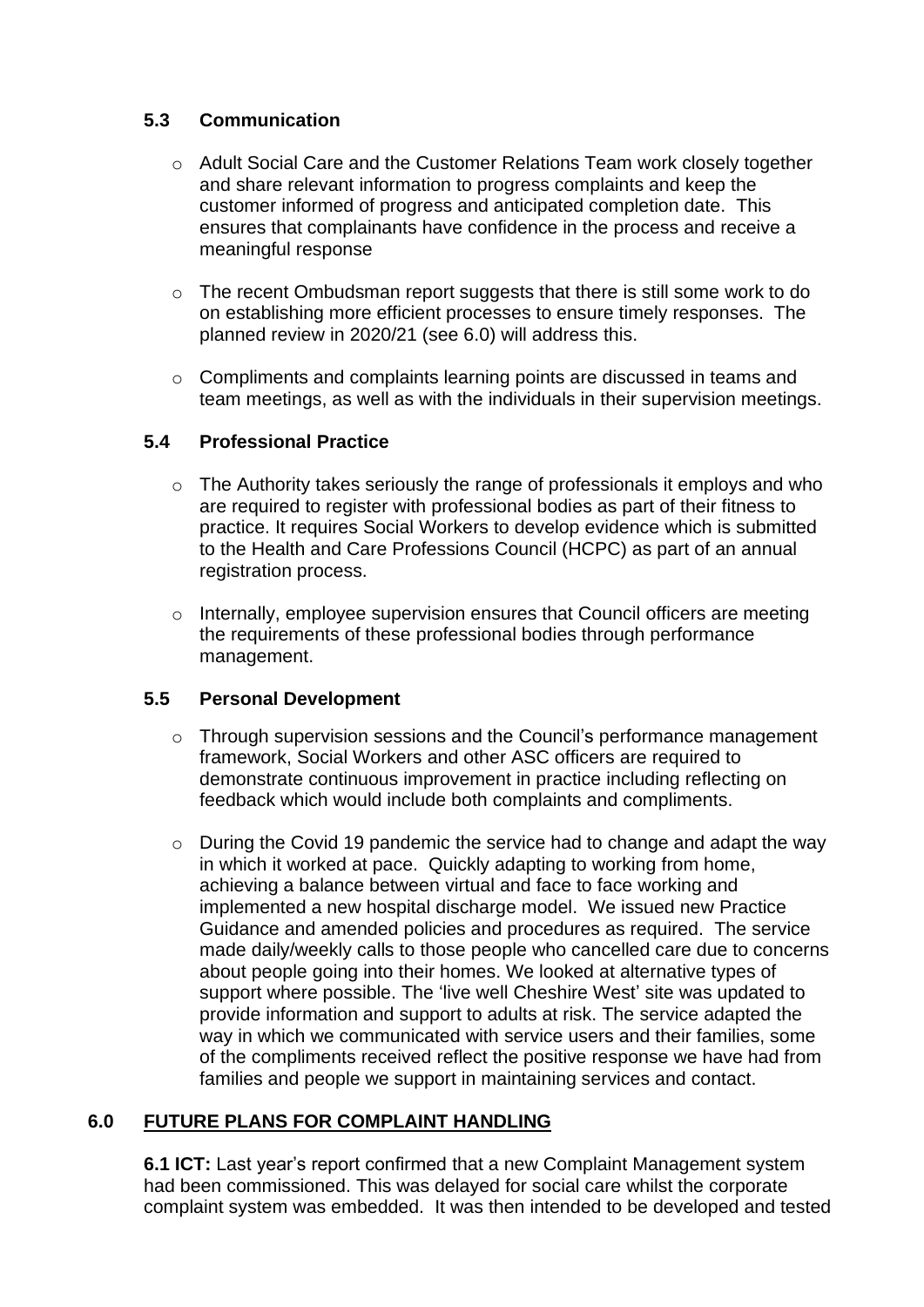### 5.3 Communication

- Adult Social Care and the Customer Relations Team work closely together and share relevant information to progress complaints and keep the customer informed of progress and anticipated completion date. This ensures that complainants have confidence in the process and receive a meaningful response

- The recent Ombudsman report suggests that there is still some work to do on establishing more efficient processes to ensure timely responses. The planned review in 2020/21 (see 6.0) will address this.

- Compliments and complaints learning points are discussed in teams and team meetings, as well as with the individuals in their supervision meetings.

### 5.4 Professional Practice

- The Authority takes seriously the range of professionals it employs and who are required to register with professional bodies as part of their fitness to practice. It requires Social Workers to develop evidence which is submitted to the Health and Care Professions Council (HCPC) as part of an annual registration process.

- Internally, employee supervision ensures that Council officers are meeting the requirements of these professional bodies through performance management.

### 5.5 Personal Development

- Through supervision sessions and the Council's performance management framework, Social Workers and other ASC officers are required to demonstrate continuous improvement in practice including reflecting on feedback which would include both complaints and compliments.

- During the Covid 19 pandemic the service had to change and adapt the way in which it worked at pace. Quickly adapting to working from home, achieving a balance between virtual and face to face working and implemented a new hospital discharge model. We issued new Practice Guidance and amended policies and procedures as required. The service made daily/weekly calls to those people who cancelled care due to concerns about people going into their homes. We looked at alternative types of support where possible. The 'live well Cheshire West' site was updated to provide information and support to adults at risk. The service adapted the way in which we communicated with service users and their families, some of the compliments received reflect the positive response we have had from families and people we support in maintaining services and contact.

## 6.0 FUTURE PLANS FOR COMPLAINT HANDLING

**6.1 ICT:** Last year's report confirmed that a new Complaint Management system had been commissioned. This was delayed for social care whilst the corporate complaint system was embedded. It was then intended to be developed and tested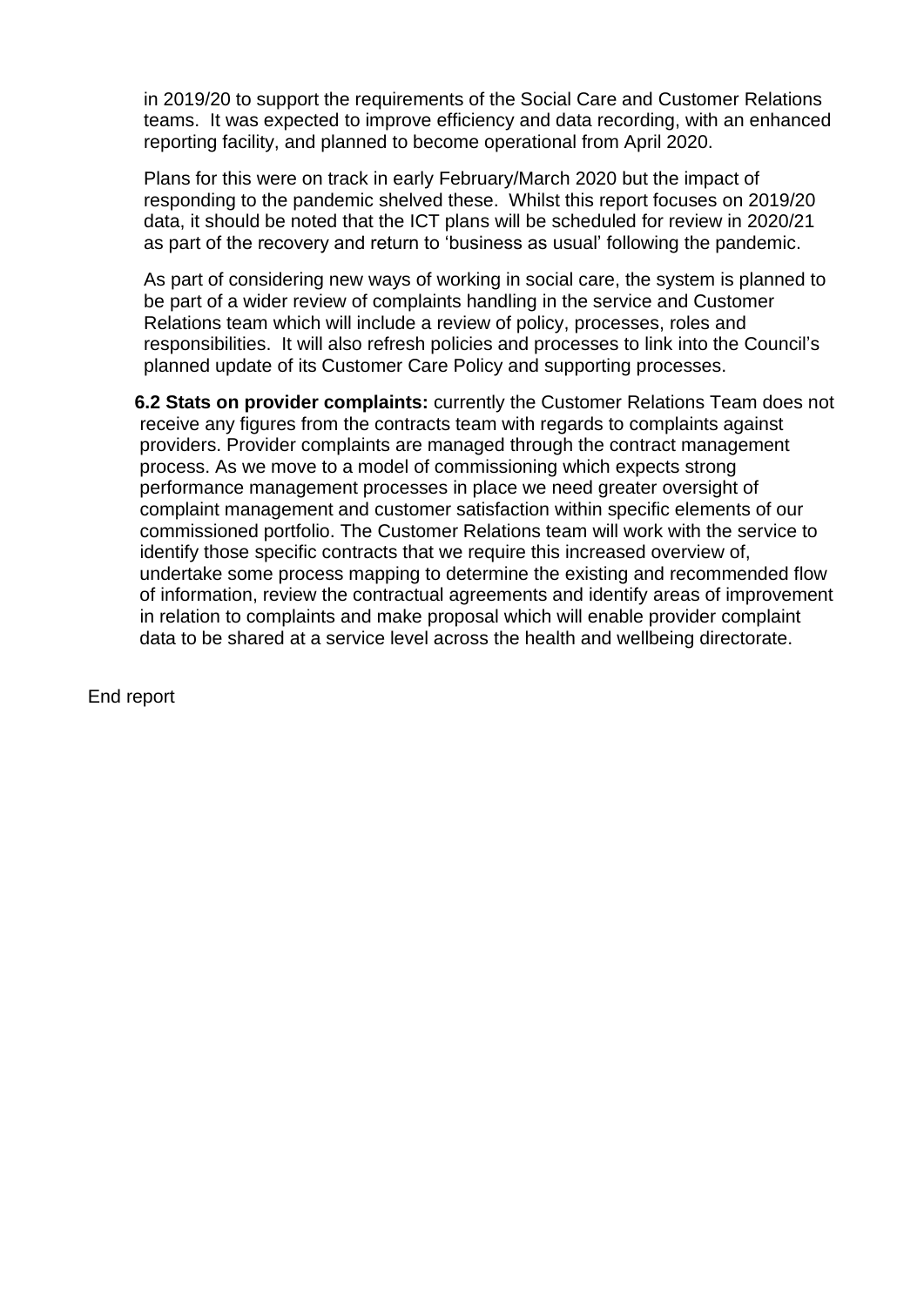in 2019/20 to support the requirements of the Social Care and Customer Relations teams. It was expected to improve efficiency and data recording, with an enhanced reporting facility, and planned to become operational from April 2020.

Plans for this were on track in early February/March 2020 but the impact of responding to the pandemic shelved these. Whilst this report focuses on 2019/20 data, it should be noted that the ICT plans will be scheduled for review in 2020/21 as part of the recovery and return to 'business as usual' following the pandemic.

As part of considering new ways of working in social care, the system is planned to be part of a wider review of complaints handling in the service and Customer Relations team which will include a review of policy, processes, roles and responsibilities. It will also refresh policies and processes to link into the Council's planned update of its Customer Care Policy and supporting processes.

**6.2 Stats on provider complaints:** currently the Customer Relations Team does not receive any figures from the contracts team with regards to complaints against providers. Provider complaints are managed through the contract management process. As we move to a model of commissioning which expects strong performance management processes in place we need greater oversight of complaint management and customer satisfaction within specific elements of our commissioned portfolio. The Customer Relations team will work with the service to identify those specific contracts that we require this increased overview of, undertake some process mapping to determine the existing and recommended flow of information, review the contractual agreements and identify areas of improvement in relation to complaints and make proposal which will enable provider complaint data to be shared at a service level across the health and wellbeing directorate.

End report